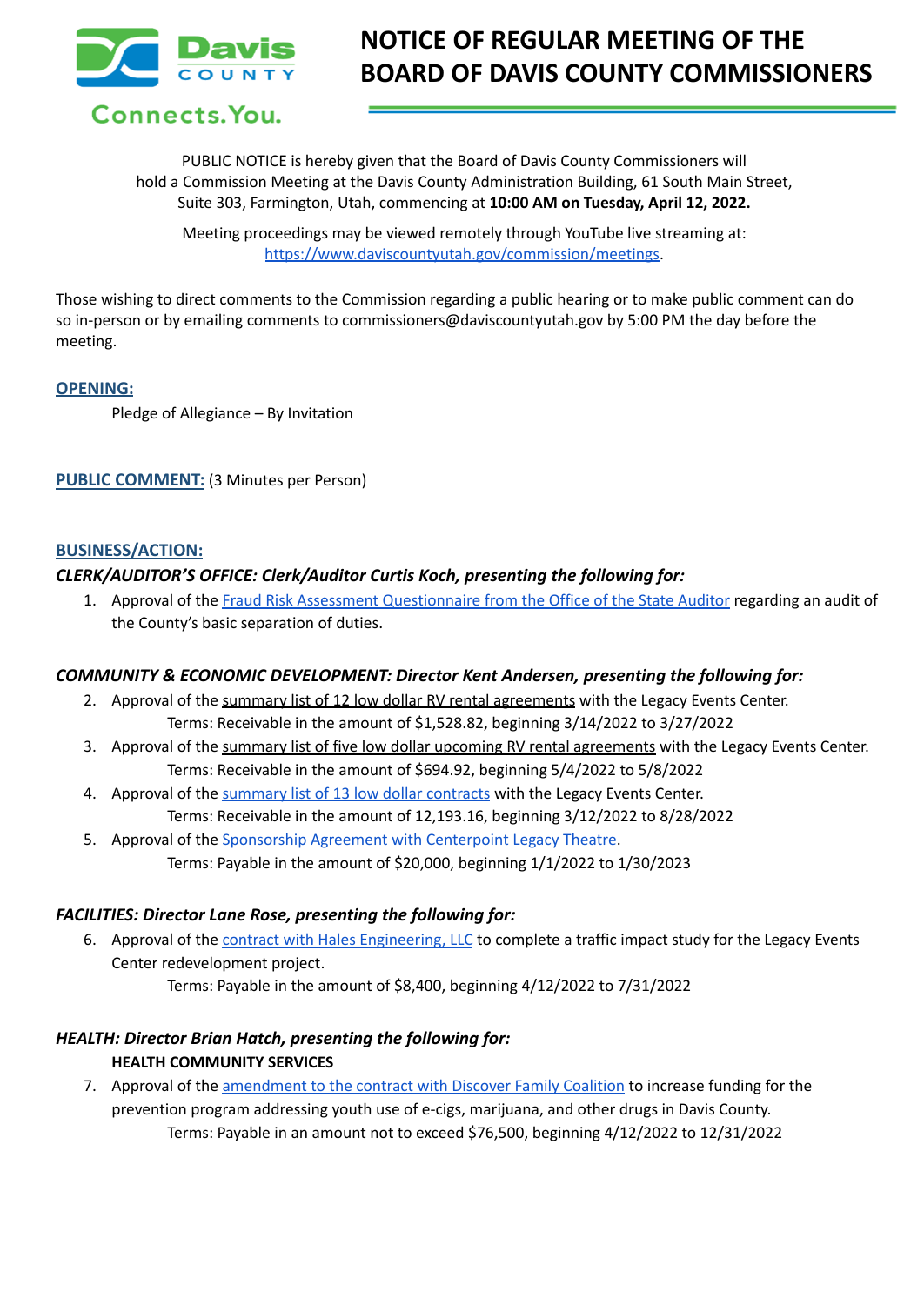# NOTICE OF REGULAR MEETING OF THE BOARD OF DAVIS COUNTY COMMISSIONERS

Davis COUNTY

Connects.You.

PUBLIC NOTICE is hereby given that the Board of Davis County Commissioners will hold a Commission Meeting at the Davis County Administration Building, 61 South Main Street, Suite 303, Farmington, Utah, commencing at **10:00 AM on Tuesday, April 12, 2022.**

Meeting proceedings may be viewed remotely through YouTube live streaming at: https://www.daviscountyutah.gov/commission/meetings.

Those wishing to direct comments to the Commission regarding a public hearing or to make public comment can do so in-person or by emailing comments to commissioners@daviscountyutah.gov by 5:00 PM the day before the meeting.

## OPENING:

Pledge of Allegiance – By Invitation

## PUBLIC COMMENT: (3 Minutes per Person)

## BUSINESS/ACTION:

### *CLERK/AUDITOR'S OFFICE: Clerk/Auditor Curtis Koch, presenting the following for:*

1. Approval of the Fraud Risk Assessment Questionnaire from the Office of the State Auditor regarding an audit of the County's basic separation of duties.

### *COMMUNITY & ECONOMIC DEVELOPMENT: Director Kent Andersen, presenting the following for:*

2. Approval of the summary list of 12 low dollar RV rental agreements with the Legacy Events Center.
   Terms: Receivable in the amount of $1,528.82, beginning 3/14/2022 to 3/27/2022
3. Approval of the summary list of five low dollar upcoming RV rental agreements with the Legacy Events Center.
   Terms: Receivable in the amount of $694.92, beginning 5/4/2022 to 5/8/2022
4. Approval of the summary list of 13 low dollar contracts with the Legacy Events Center.
   Terms: Receivable in the amount of 12,193.16, beginning 3/12/2022 to 8/28/2022
5. Approval of the Sponsorship Agreement with Centerpoint Legacy Theatre.
   Terms: Payable in the amount of $20,000, beginning 1/1/2022 to 1/30/2023

### *FACILITIES: Director Lane Rose, presenting the following for:*

6. Approval of the contract with Hales Engineering, LLC to complete a traffic impact study for the Legacy Events Center redevelopment project.
   Terms: Payable in the amount of $8,400, beginning 4/12/2022 to 7/31/2022

### *HEALTH: Director Brian Hatch, presenting the following for:*

**HEALTH COMMUNITY SERVICES**

7. Approval of the amendment to the contract with Discover Family Coalition to increase funding for the prevention program addressing youth use of e-cigs, marijuana, and other drugs in Davis County.
   Terms: Payable in an amount not to exceed $76,500, beginning 4/12/2022 to 12/31/2022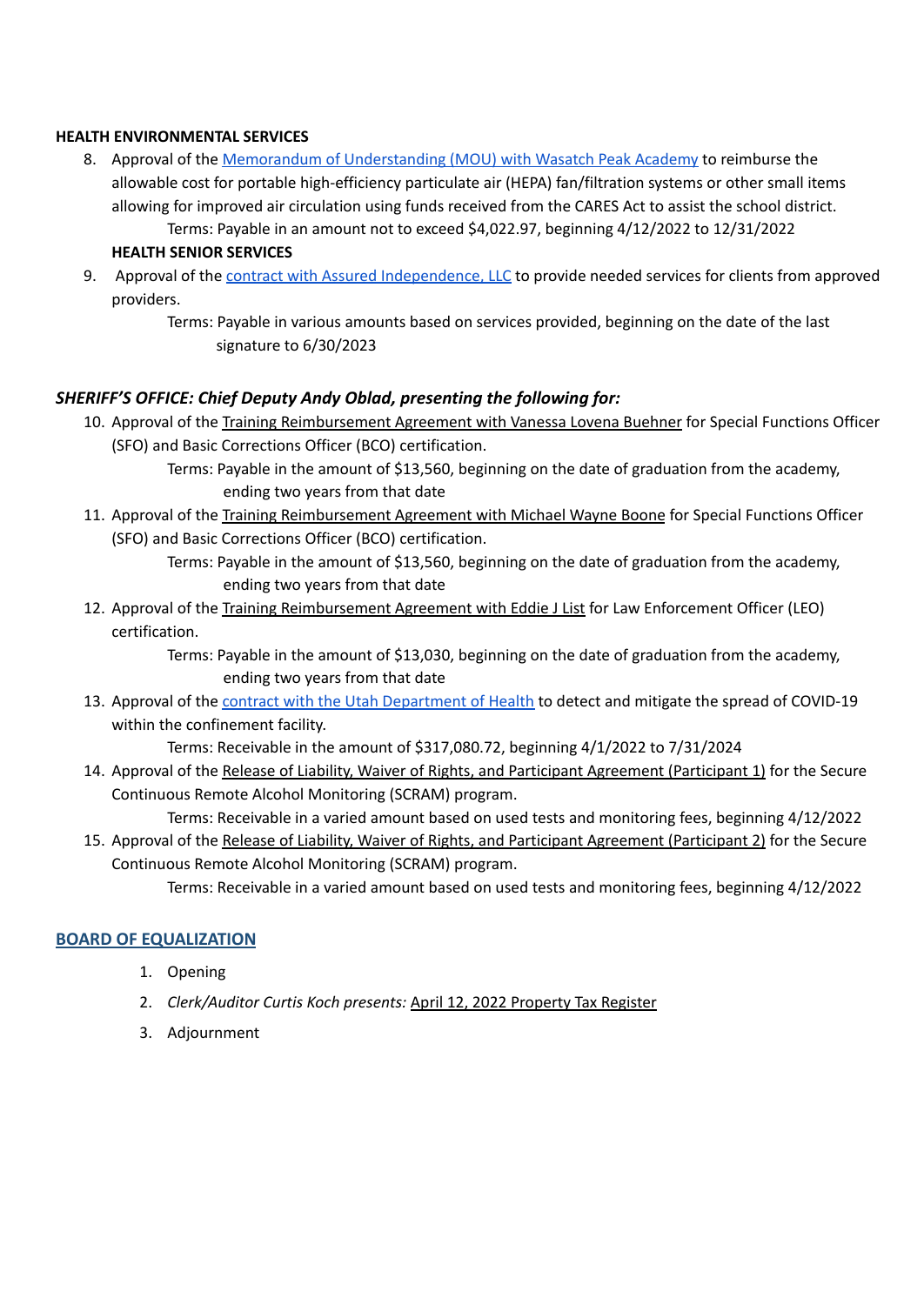**HEALTH ENVIRONMENTAL SERVICES**

8. Approval of the Memorandum of Understanding (MOU) with Wasatch Peak Academy to reimburse the allowable cost for portable high-efficiency particulate air (HEPA) fan/filtration systems or other small items allowing for improved air circulation using funds received from the CARES Act to assist the school district.
   Terms: Payable in an amount not to exceed $4,022.97, beginning 4/12/2022 to 12/31/2022

   **HEALTH SENIOR SERVICES**

9. Approval of the contract with Assured Independence, LLC to provide needed services for clients from approved providers.
   Terms: Payable in various amounts based on services provided, beginning on the date of the last signature to 6/30/2023

***SHERIFF'S OFFICE: Chief Deputy Andy Oblad, presenting the following for:***

10. Approval of the Training Reimbursement Agreement with Vanessa Lovena Buehner for Special Functions Officer (SFO) and Basic Corrections Officer (BCO) certification.
    Terms: Payable in the amount of $13,560, beginning on the date of graduation from the academy, ending two years from that date
11. Approval of the Training Reimbursement Agreement with Michael Wayne Boone for Special Functions Officer (SFO) and Basic Corrections Officer (BCO) certification.
    Terms: Payable in the amount of $13,560, beginning on the date of graduation from the academy, ending two years from that date
12. Approval of the Training Reimbursement Agreement with Eddie J List for Law Enforcement Officer (LEO) certification.
    Terms: Payable in the amount of $13,030, beginning on the date of graduation from the academy, ending two years from that date
13. Approval of the contract with the Utah Department of Health to detect and mitigate the spread of COVID-19 within the confinement facility.
    Terms: Receivable in the amount of $317,080.72, beginning 4/1/2022 to 7/31/2024
14. Approval of the Release of Liability, Waiver of Rights, and Participant Agreement (Participant 1) for the Secure Continuous Remote Alcohol Monitoring (SCRAM) program.
    Terms: Receivable in a varied amount based on used tests and monitoring fees, beginning 4/12/2022
15. Approval of the Release of Liability, Waiver of Rights, and Participant Agreement (Participant 2) for the Secure Continuous Remote Alcohol Monitoring (SCRAM) program.
    Terms: Receivable in a varied amount based on used tests and monitoring fees, beginning 4/12/2022

**BOARD OF EQUALIZATION**

1. Opening
2. *Clerk/Auditor Curtis Koch presents:* April 12, 2022 Property Tax Register
3. Adjournment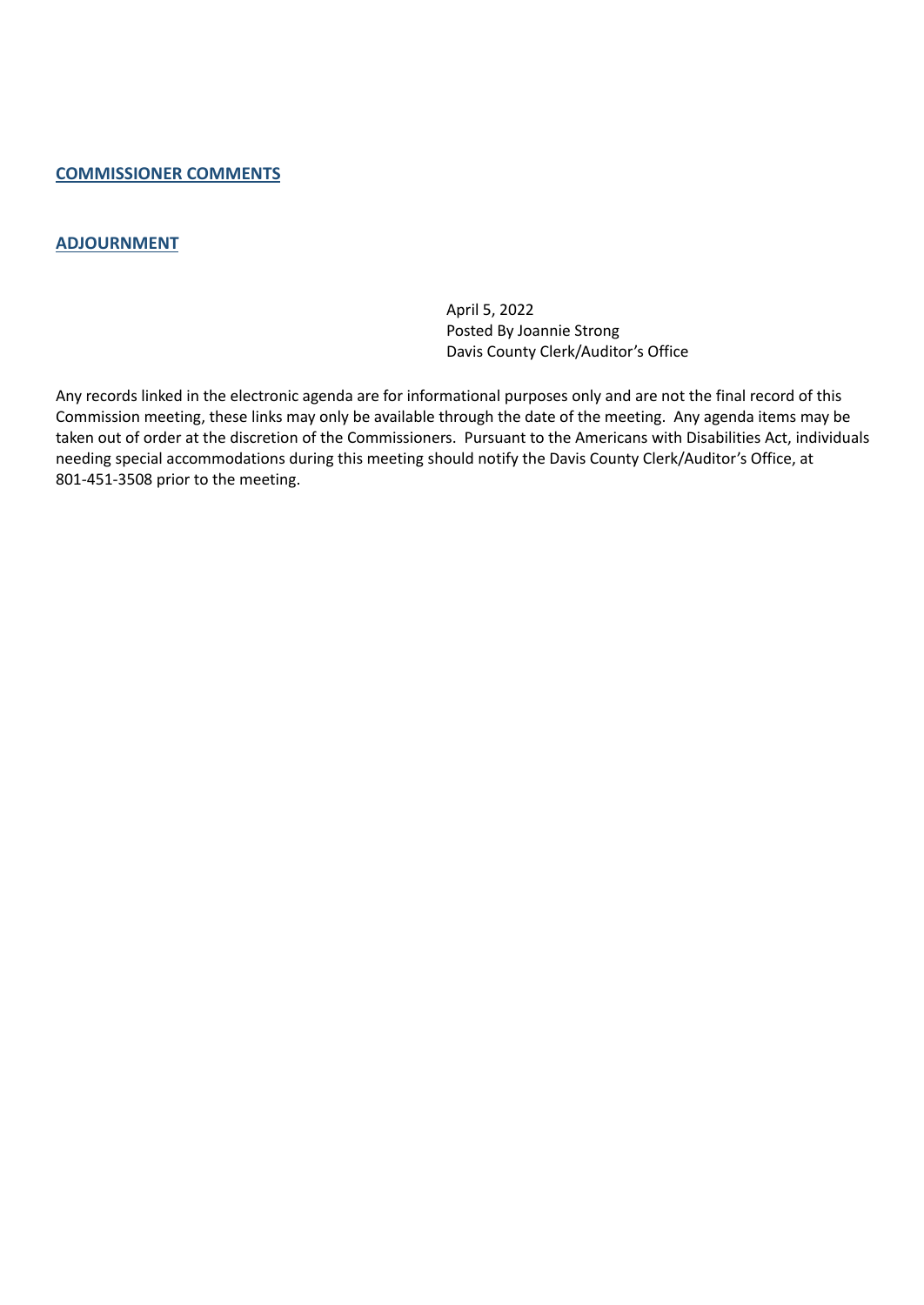## COMMISSIONER COMMENTS

## ADJOURNMENT

April 5, 2022
Posted By Joannie Strong
Davis County Clerk/Auditor's Office

Any records linked in the electronic agenda are for informational purposes only and are not the final record of this Commission meeting, these links may only be available through the date of the meeting. Any agenda items may be taken out of order at the discretion of the Commissioners. Pursuant to the Americans with Disabilities Act, individuals needing special accommodations during this meeting should notify the Davis County Clerk/Auditor's Office, at 801-451-3508 prior to the meeting.